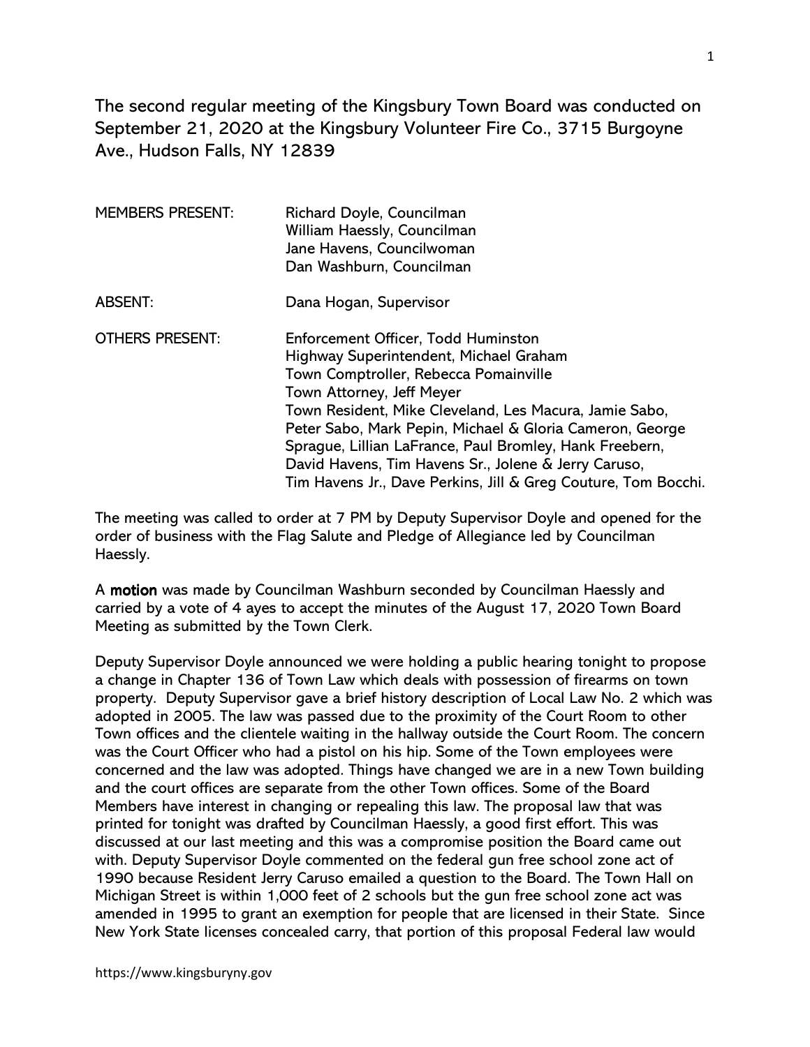The second regular meeting of the Kingsbury Town Board was conducted on September 21, 2020 at the Kingsbury Volunteer Fire Co., 3715 Burgoyne Ave., Hudson Falls, NY 12839

| | |
|---|---|
| MEMBERS PRESENT: | Richard Doyle, Councilman<br>William Haessly, Councilman<br>Jane Havens, Councilwoman<br>Dan Washburn, Councilman |
| ABSENT: | Dana Hogan, Supervisor |
| OTHERS PRESENT: | Enforcement Officer, Todd Huminston<br>Highway Superintendent, Michael Graham<br>Town Comptroller, Rebecca Pomainville<br>Town Attorney, Jeff Meyer<br>Town Resident, Mike Cleveland, Les Macura, Jamie Sabo, Peter Sabo, Mark Pepin, Michael & Gloria Cameron, George Sprague, Lillian LaFrance, Paul Bromley, Hank Freebern, David Havens, Tim Havens Sr., Jolene & Jerry Caruso, Tim Havens Jr., Dave Perkins, Jill & Greg Couture, Tom Bocchi. |

The meeting was called to order at 7 PM by Deputy Supervisor Doyle and opened for the order of business with the Flag Salute and Pledge of Allegiance led by Councilman Haessly.

A **motion** was made by Councilman Washburn seconded by Councilman Haessly and carried by a vote of 4 ayes to accept the minutes of the August 17, 2020 Town Board Meeting as submitted by the Town Clerk.

Deputy Supervisor Doyle announced we were holding a public hearing tonight to propose a change in Chapter 136 of Town Law which deals with possession of firearms on town property. Deputy Supervisor gave a brief history description of Local Law No. 2 which was adopted in 2005. The law was passed due to the proximity of the Court Room to other Town offices and the clientele waiting in the hallway outside the Court Room. The concern was the Court Officer who had a pistol on his hip. Some of the Town employees were concerned and the law was adopted. Things have changed we are in a new Town building and the court offices are separate from the other Town offices. Some of the Board Members have interest in changing or repealing this law. The proposal law that was printed for tonight was drafted by Councilman Haessly, a good first effort. This was discussed at our last meeting and this was a compromise position the Board came out with. Deputy Supervisor Doyle commented on the federal gun free school zone act of 1990 because Resident Jerry Caruso emailed a question to the Board. The Town Hall on Michigan Street is within 1,000 feet of 2 schools but the gun free school zone act was amended in 1995 to grant an exemption for people that are licensed in their State. Since New York State licenses concealed carry, that portion of this proposal Federal law would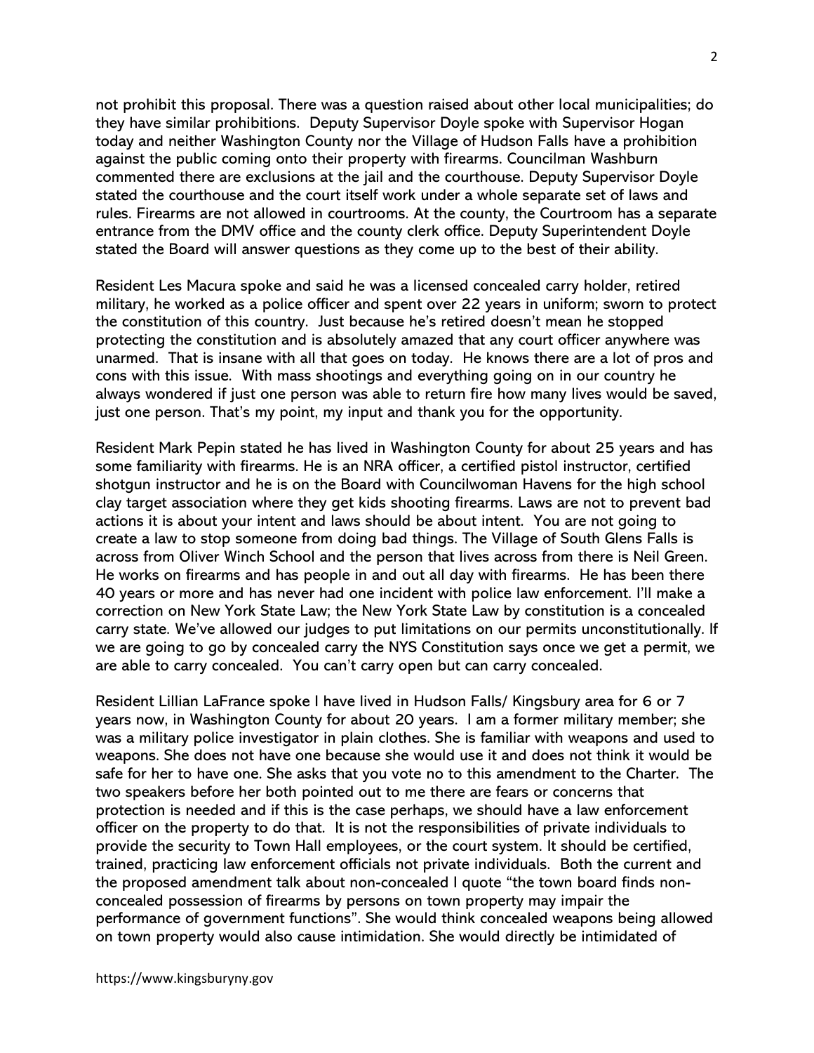not prohibit this proposal. There was a question raised about other local municipalities; do they have similar prohibitions. Deputy Supervisor Doyle spoke with Supervisor Hogan today and neither Washington County nor the Village of Hudson Falls have a prohibition against the public coming onto their property with firearms. Councilman Washburn commented there are exclusions at the jail and the courthouse. Deputy Supervisor Doyle stated the courthouse and the court itself work under a whole separate set of laws and rules. Firearms are not allowed in courtrooms. At the county, the Courtroom has a separate entrance from the DMV office and the county clerk office. Deputy Superintendent Doyle stated the Board will answer questions as they come up to the best of their ability.

Resident Les Macura spoke and said he was a licensed concealed carry holder, retired military, he worked as a police officer and spent over 22 years in uniform; sworn to protect the constitution of this country. Just because he's retired doesn't mean he stopped protecting the constitution and is absolutely amazed that any court officer anywhere was unarmed. That is insane with all that goes on today. He knows there are a lot of pros and cons with this issue. With mass shootings and everything going on in our country he always wondered if just one person was able to return fire how many lives would be saved, just one person. That's my point, my input and thank you for the opportunity.

Resident Mark Pepin stated he has lived in Washington County for about 25 years and has some familiarity with firearms. He is an NRA officer, a certified pistol instructor, certified shotgun instructor and he is on the Board with Councilwoman Havens for the high school clay target association where they get kids shooting firearms. Laws are not to prevent bad actions it is about your intent and laws should be about intent. You are not going to create a law to stop someone from doing bad things. The Village of South Glens Falls is across from Oliver Winch School and the person that lives across from there is Neil Green. He works on firearms and has people in and out all day with firearms. He has been there 40 years or more and has never had one incident with police law enforcement. I'll make a correction on New York State Law; the New York State Law by constitution is a concealed carry state. We've allowed our judges to put limitations on our permits unconstitutionally. If we are going to go by concealed carry the NYS Constitution says once we get a permit, we are able to carry concealed. You can't carry open but can carry concealed.

Resident Lillian LaFrance spoke I have lived in Hudson Falls/ Kingsbury area for 6 or 7 years now, in Washington County for about 20 years. I am a former military member; she was a military police investigator in plain clothes. She is familiar with weapons and used to weapons. She does not have one because she would use it and does not think it would be safe for her to have one. She asks that you vote no to this amendment to the Charter. The two speakers before her both pointed out to me there are fears or concerns that protection is needed and if this is the case perhaps, we should have a law enforcement officer on the property to do that. It is not the responsibilities of private individuals to provide the security to Town Hall employees, or the court system. It should be certified, trained, practicing law enforcement officials not private individuals. Both the current and the proposed amendment talk about non-concealed I quote "the town board finds non-concealed possession of firearms by persons on town property may impair the performance of government functions". She would think concealed weapons being allowed on town property would also cause intimidation. She would directly be intimidated of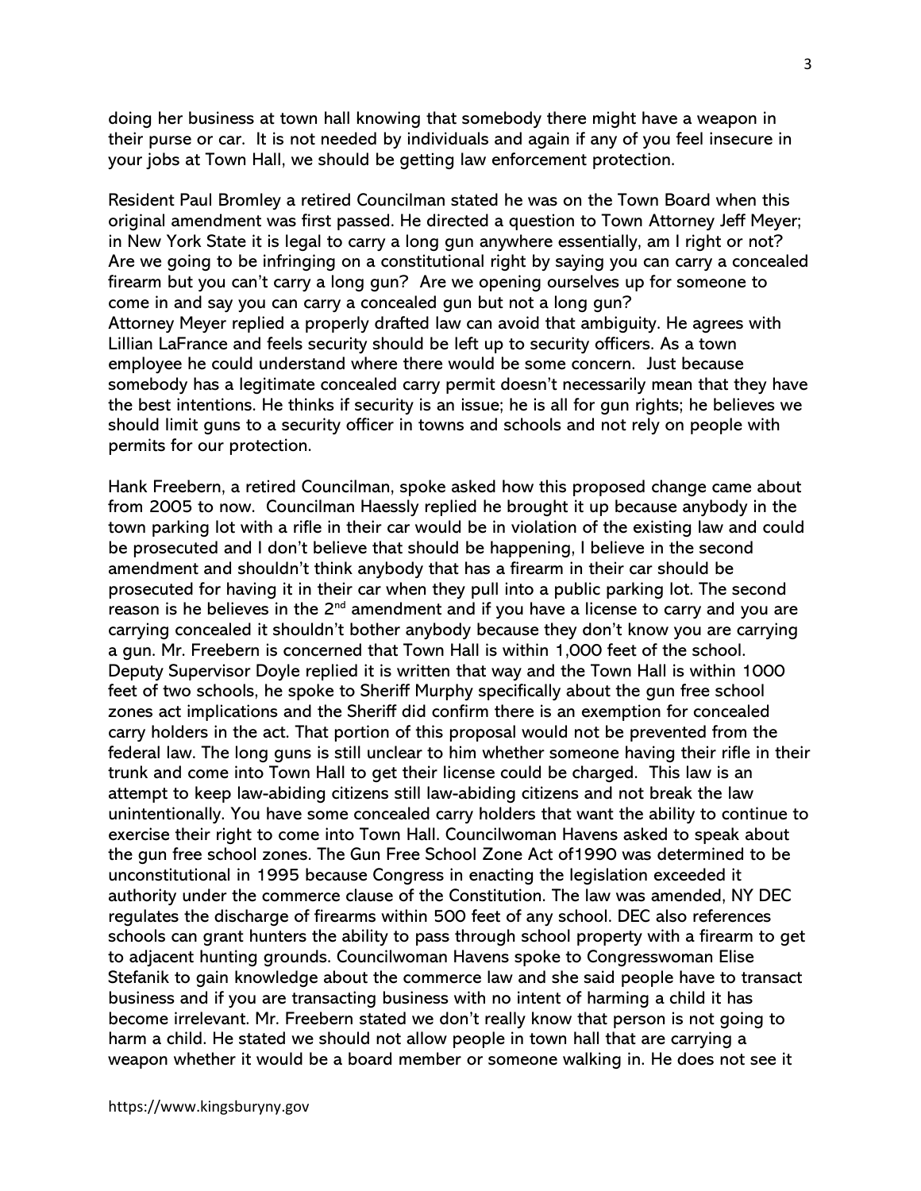doing her business at town hall knowing that somebody there might have a weapon in their purse or car. It is not needed by individuals and again if any of you feel insecure in your jobs at Town Hall, we should be getting law enforcement protection.

Resident Paul Bromley a retired Councilman stated he was on the Town Board when this original amendment was first passed. He directed a question to Town Attorney Jeff Meyer; in New York State it is legal to carry a long gun anywhere essentially, am I right or not? Are we going to be infringing on a constitutional right by saying you can carry a concealed firearm but you can't carry a long gun? Are we opening ourselves up for someone to come in and say you can carry a concealed gun but not a long gun?
Attorney Meyer replied a properly drafted law can avoid that ambiguity. He agrees with Lillian LaFrance and feels security should be left up to security officers. As a town employee he could understand where there would be some concern. Just because somebody has a legitimate concealed carry permit doesn't necessarily mean that they have the best intentions. He thinks if security is an issue; he is all for gun rights; he believes we should limit guns to a security officer in towns and schools and not rely on people with permits for our protection.

Hank Freebern, a retired Councilman, spoke asked how this proposed change came about from 2005 to now. Councilman Haessly replied he brought it up because anybody in the town parking lot with a rifle in their car would be in violation of the existing law and could be prosecuted and I don't believe that should be happening, I believe in the second amendment and shouldn't think anybody that has a firearm in their car should be prosecuted for having it in their car when they pull into a public parking lot. The second reason is he believes in the 2nd amendment and if you have a license to carry and you are carrying concealed it shouldn't bother anybody because they don't know you are carrying a gun. Mr. Freebern is concerned that Town Hall is within 1,000 feet of the school. Deputy Supervisor Doyle replied it is written that way and the Town Hall is within 1000 feet of two schools, he spoke to Sheriff Murphy specifically about the gun free school zones act implications and the Sheriff did confirm there is an exemption for concealed carry holders in the act. That portion of this proposal would not be prevented from the federal law. The long guns is still unclear to him whether someone having their rifle in their trunk and come into Town Hall to get their license could be charged. This law is an attempt to keep law-abiding citizens still law-abiding citizens and not break the law unintentionally. You have some concealed carry holders that want the ability to continue to exercise their right to come into Town Hall. Councilwoman Havens asked to speak about the gun free school zones. The Gun Free School Zone Act of1990 was determined to be unconstitutional in 1995 because Congress in enacting the legislation exceeded it authority under the commerce clause of the Constitution. The law was amended, NY DEC regulates the discharge of firearms within 500 feet of any school. DEC also references schools can grant hunters the ability to pass through school property with a firearm to get to adjacent hunting grounds. Councilwoman Havens spoke to Congresswoman Elise Stefanik to gain knowledge about the commerce law and she said people have to transact business and if you are transacting business with no intent of harming a child it has become irrelevant. Mr. Freebern stated we don't really know that person is not going to harm a child. He stated we should not allow people in town hall that are carrying a weapon whether it would be a board member or someone walking in. He does not see it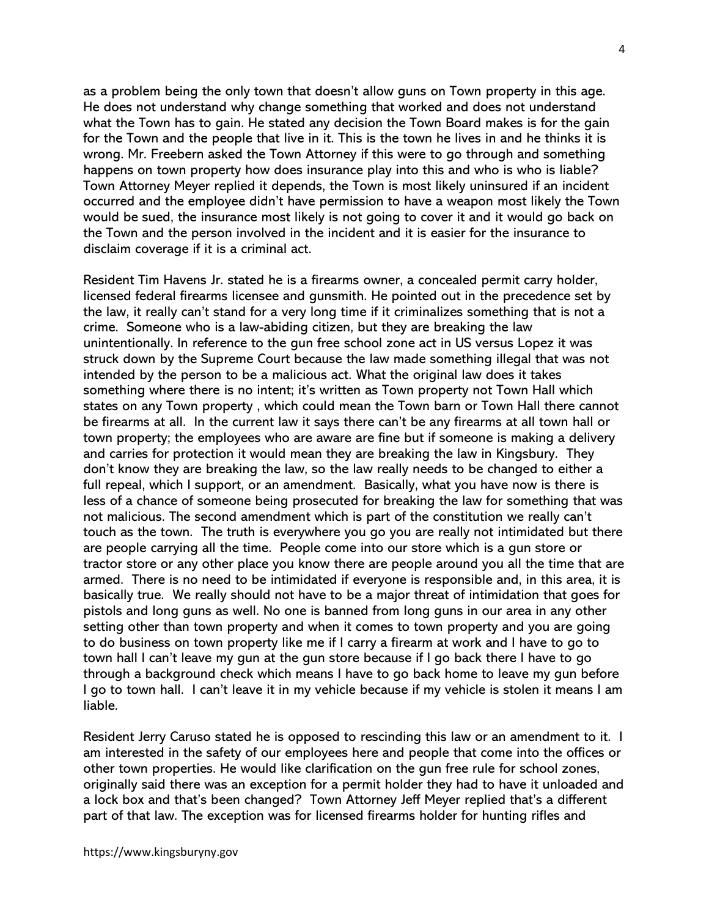as a problem being the only town that doesn't allow guns on Town property in this age. He does not understand why change something that worked and does not understand what the Town has to gain. He stated any decision the Town Board makes is for the gain for the Town and the people that live in it. This is the town he lives in and he thinks it is wrong. Mr. Freebern asked the Town Attorney if this were to go through and something happens on town property how does insurance play into this and who is who is liable? Town Attorney Meyer replied it depends, the Town is most likely uninsured if an incident occurred and the employee didn't have permission to have a weapon most likely the Town would be sued, the insurance most likely is not going to cover it and it would go back on the Town and the person involved in the incident and it is easier for the insurance to disclaim coverage if it is a criminal act.

Resident Tim Havens Jr. stated he is a firearms owner, a concealed permit carry holder, licensed federal firearms licensee and gunsmith. He pointed out in the precedence set by the law, it really can't stand for a very long time if it criminalizes something that is not a crime. Someone who is a law-abiding citizen, but they are breaking the law unintentionally. In reference to the gun free school zone act in US versus Lopez it was struck down by the Supreme Court because the law made something illegal that was not intended by the person to be a malicious act. What the original law does it takes something where there is no intent; it's written as Town property not Town Hall which states on any Town property , which could mean the Town barn or Town Hall there cannot be firearms at all. In the current law it says there can't be any firearms at all town hall or town property; the employees who are aware are fine but if someone is making a delivery and carries for protection it would mean they are breaking the law in Kingsbury. They don't know they are breaking the law, so the law really needs to be changed to either a full repeal, which I support, or an amendment. Basically, what you have now is there is less of a chance of someone being prosecuted for breaking the law for something that was not malicious. The second amendment which is part of the constitution we really can't touch as the town. The truth is everywhere you go you are really not intimidated but there are people carrying all the time. People come into our store which is a gun store or tractor store or any other place you know there are people around you all the time that are armed. There is no need to be intimidated if everyone is responsible and, in this area, it is basically true. We really should not have to be a major threat of intimidation that goes for pistols and long guns as well. No one is banned from long guns in our area in any other setting other than town property and when it comes to town property and you are going to do business on town property like me if I carry a firearm at work and I have to go to town hall I can't leave my gun at the gun store because if I go back there I have to go through a background check which means I have to go back home to leave my gun before I go to town hall. I can't leave it in my vehicle because if my vehicle is stolen it means I am liable.

Resident Jerry Caruso stated he is opposed to rescinding this law or an amendment to it. I am interested in the safety of our employees here and people that come into the offices or other town properties. He would like clarification on the gun free rule for school zones, originally said there was an exception for a permit holder they had to have it unloaded and a lock box and that's been changed? Town Attorney Jeff Meyer replied that's a different part of that law. The exception was for licensed firearms holder for hunting rifles and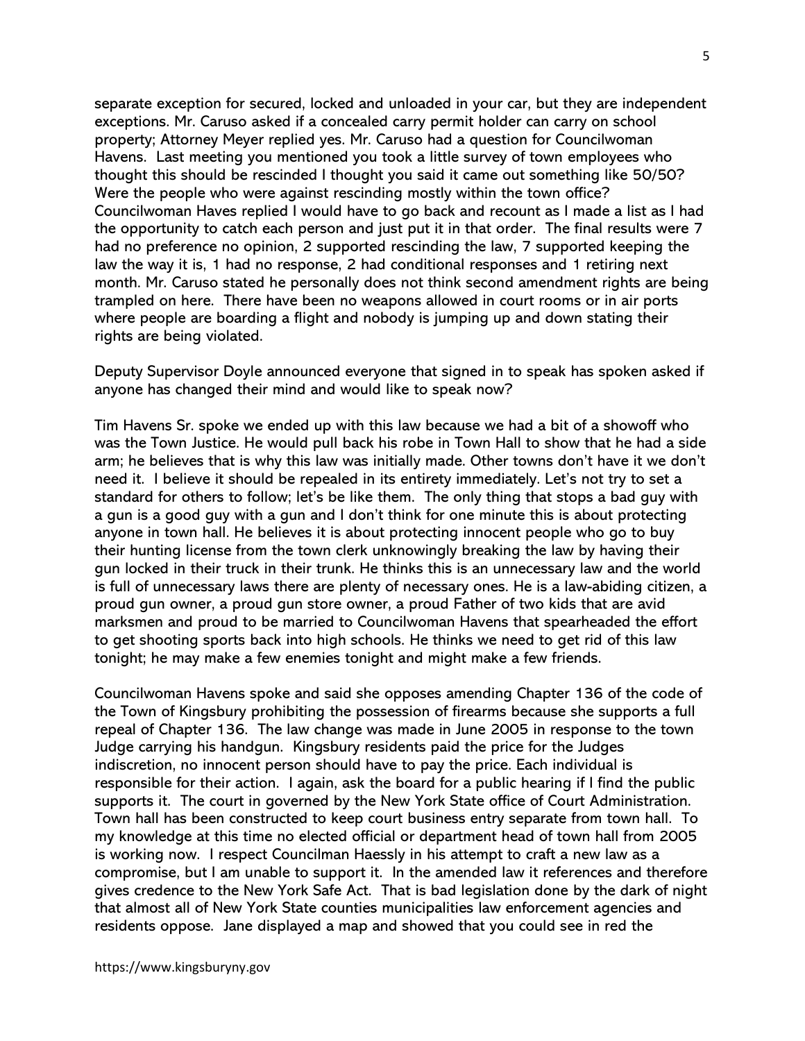separate exception for secured, locked and unloaded in your car, but they are independent exceptions. Mr. Caruso asked if a concealed carry permit holder can carry on school property; Attorney Meyer replied yes. Mr. Caruso had a question for Councilwoman Havens. Last meeting you mentioned you took a little survey of town employees who thought this should be rescinded I thought you said it came out something like 50/50? Were the people who were against rescinding mostly within the town office? Councilwoman Haves replied I would have to go back and recount as I made a list as I had the opportunity to catch each person and just put it in that order. The final results were 7 had no preference no opinion, 2 supported rescinding the law, 7 supported keeping the law the way it is, 1 had no response, 2 had conditional responses and 1 retiring next month. Mr. Caruso stated he personally does not think second amendment rights are being trampled on here. There have been no weapons allowed in court rooms or in air ports where people are boarding a flight and nobody is jumping up and down stating their rights are being violated.

Deputy Supervisor Doyle announced everyone that signed in to speak has spoken asked if anyone has changed their mind and would like to speak now?

Tim Havens Sr. spoke we ended up with this law because we had a bit of a showoff who was the Town Justice. He would pull back his robe in Town Hall to show that he had a side arm; he believes that is why this law was initially made. Other towns don't have it we don't need it. I believe it should be repealed in its entirety immediately. Let's not try to set a standard for others to follow; let's be like them. The only thing that stops a bad guy with a gun is a good guy with a gun and I don't think for one minute this is about protecting anyone in town hall. He believes it is about protecting innocent people who go to buy their hunting license from the town clerk unknowingly breaking the law by having their gun locked in their truck in their trunk. He thinks this is an unnecessary law and the world is full of unnecessary laws there are plenty of necessary ones. He is a law-abiding citizen, a proud gun owner, a proud gun store owner, a proud Father of two kids that are avid marksmen and proud to be married to Councilwoman Havens that spearheaded the effort to get shooting sports back into high schools. He thinks we need to get rid of this law tonight; he may make a few enemies tonight and might make a few friends.

Councilwoman Havens spoke and said she opposes amending Chapter 136 of the code of the Town of Kingsbury prohibiting the possession of firearms because she supports a full repeal of Chapter 136. The law change was made in June 2005 in response to the town Judge carrying his handgun. Kingsbury residents paid the price for the Judges indiscretion, no innocent person should have to pay the price. Each individual is responsible for their action. I again, ask the board for a public hearing if I find the public supports it. The court in governed by the New York State office of Court Administration. Town hall has been constructed to keep court business entry separate from town hall. To my knowledge at this time no elected official or department head of town hall from 2005 is working now. I respect Councilman Haessly in his attempt to craft a new law as a compromise, but I am unable to support it. In the amended law it references and therefore gives credence to the New York Safe Act. That is bad legislation done by the dark of night that almost all of New York State counties municipalities law enforcement agencies and residents oppose. Jane displayed a map and showed that you could see in red the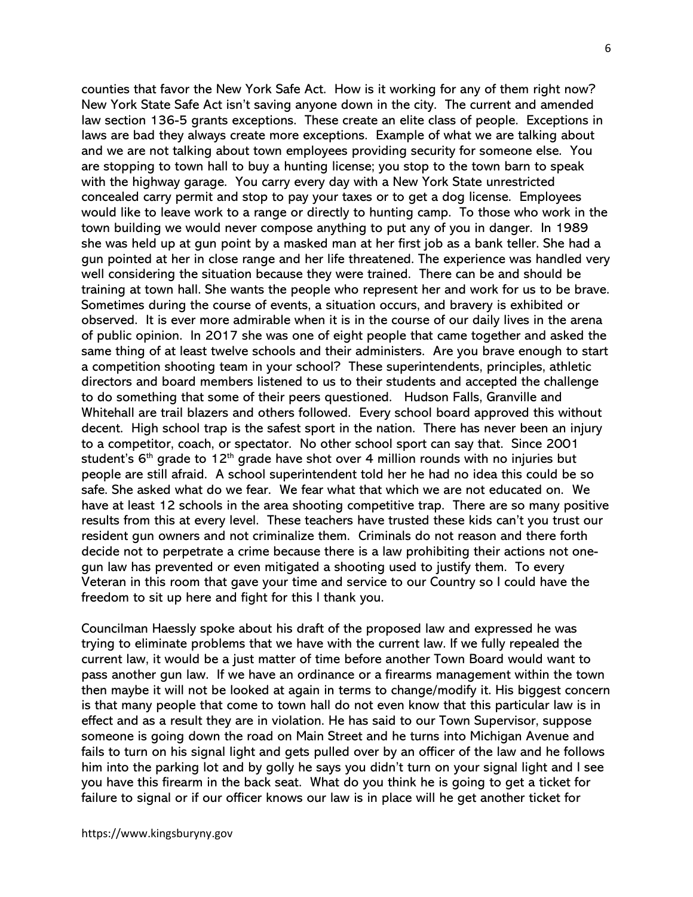counties that favor the New York Safe Act. How is it working for any of them right now? New York State Safe Act isn't saving anyone down in the city. The current and amended law section 136-5 grants exceptions. These create an elite class of people. Exceptions in laws are bad they always create more exceptions. Example of what we are talking about and we are not talking about town employees providing security for someone else. You are stopping to town hall to buy a hunting license; you stop to the town barn to speak with the highway garage. You carry every day with a New York State unrestricted concealed carry permit and stop to pay your taxes or to get a dog license. Employees would like to leave work to a range or directly to hunting camp. To those who work in the town building we would never compose anything to put any of you in danger. In 1989 she was held up at gun point by a masked man at her first job as a bank teller. She had a gun pointed at her in close range and her life threatened. The experience was handled very well considering the situation because they were trained. There can be and should be training at town hall. She wants the people who represent her and work for us to be brave. Sometimes during the course of events, a situation occurs, and bravery is exhibited or observed. It is ever more admirable when it is in the course of our daily lives in the arena of public opinion. In 2017 she was one of eight people that came together and asked the same thing of at least twelve schools and their administers. Are you brave enough to start a competition shooting team in your school? These superintendents, principles, athletic directors and board members listened to us to their students and accepted the challenge to do something that some of their peers questioned. Hudson Falls, Granville and Whitehall are trail blazers and others followed. Every school board approved this without decent. High school trap is the safest sport in the nation. There has never been an injury to a competitor, coach, or spectator. No other school sport can say that. Since 2001 student's 6th grade to 12th grade have shot over 4 million rounds with no injuries but people are still afraid. A school superintendent told her he had no idea this could be so safe. She asked what do we fear. We fear what that which we are not educated on. We have at least 12 schools in the area shooting competitive trap. There are so many positive results from this at every level. These teachers have trusted these kids can't you trust our resident gun owners and not criminalize them. Criminals do not reason and there forth decide not to perpetrate a crime because there is a law prohibiting their actions not one-gun law has prevented or even mitigated a shooting used to justify them. To every Veteran in this room that gave your time and service to our Country so I could have the freedom to sit up here and fight for this I thank you.

Councilman Haessly spoke about his draft of the proposed law and expressed he was trying to eliminate problems that we have with the current law. If we fully repealed the current law, it would be a just matter of time before another Town Board would want to pass another gun law. If we have an ordinance or a firearms management within the town then maybe it will not be looked at again in terms to change/modify it. His biggest concern is that many people that come to town hall do not even know that this particular law is in effect and as a result they are in violation. He has said to our Town Supervisor, suppose someone is going down the road on Main Street and he turns into Michigan Avenue and fails to turn on his signal light and gets pulled over by an officer of the law and he follows him into the parking lot and by golly he says you didn't turn on your signal light and I see you have this firearm in the back seat. What do you think he is going to get a ticket for failure to signal or if our officer knows our law is in place will he get another ticket for

https://www.kingsburyny.gov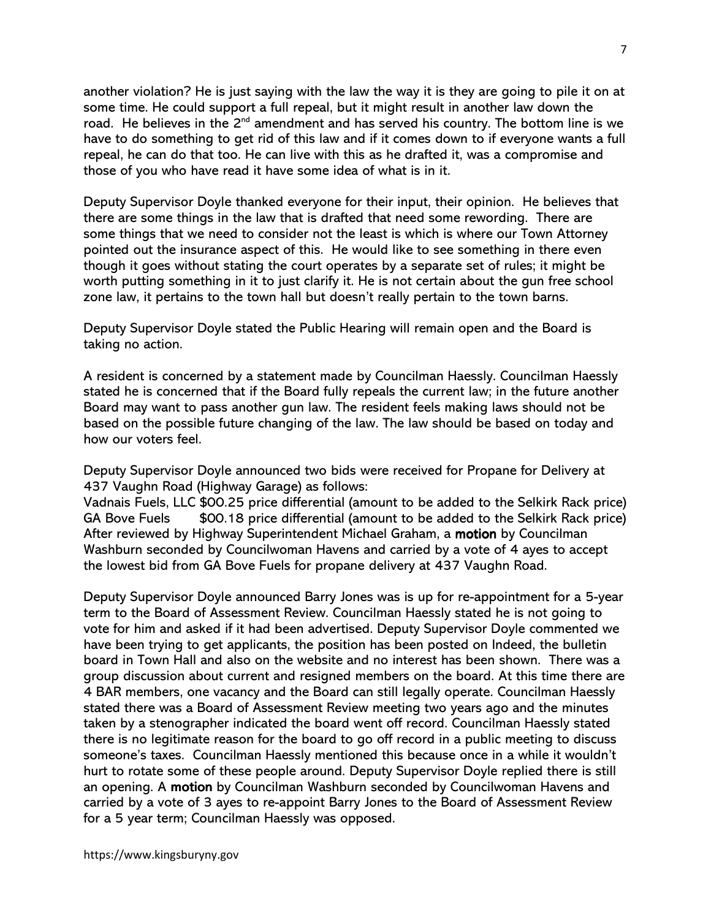another violation? He is just saying with the law the way it is they are going to pile it on at some time. He could support a full repeal, but it might result in another law down the road. He believes in the 2nd amendment and has served his country. The bottom line is we have to do something to get rid of this law and if it comes down to if everyone wants a full repeal, he can do that too. He can live with this as he drafted it, was a compromise and those of you who have read it have some idea of what is in it.

Deputy Supervisor Doyle thanked everyone for their input, their opinion. He believes that there are some things in the law that is drafted that need some rewording. There are some things that we need to consider not the least is which is where our Town Attorney pointed out the insurance aspect of this. He would like to see something in there even though it goes without stating the court operates by a separate set of rules; it might be worth putting something in it to just clarify it. He is not certain about the gun free school zone law, it pertains to the town hall but doesn't really pertain to the town barns.

Deputy Supervisor Doyle stated the Public Hearing will remain open and the Board is taking no action.

A resident is concerned by a statement made by Councilman Haessly. Councilman Haessly stated he is concerned that if the Board fully repeals the current law; in the future another Board may want to pass another gun law. The resident feels making laws should not be based on the possible future changing of the law. The law should be based on today and how our voters feel.

Deputy Supervisor Doyle announced two bids were received for Propane for Delivery at 437 Vaughn Road (Highway Garage) as follows:
Vadnais Fuels, LLC $00.25 price differential (amount to be added to the Selkirk Rack price)
GA Bove Fuels $00.18 price differential (amount to be added to the Selkirk Rack price)
After reviewed by Highway Superintendent Michael Graham, a **motion** by Councilman Washburn seconded by Councilwoman Havens and carried by a vote of 4 ayes to accept the lowest bid from GA Bove Fuels for propane delivery at 437 Vaughn Road.

Deputy Supervisor Doyle announced Barry Jones was is up for re-appointment for a 5-year term to the Board of Assessment Review. Councilman Haessly stated he is not going to vote for him and asked if it had been advertised. Deputy Supervisor Doyle commented we have been trying to get applicants, the position has been posted on Indeed, the bulletin board in Town Hall and also on the website and no interest has been shown. There was a group discussion about current and resigned members on the board. At this time there are 4 BAR members, one vacancy and the Board can still legally operate. Councilman Haessly stated there was a Board of Assessment Review meeting two years ago and the minutes taken by a stenographer indicated the board went off record. Councilman Haessly stated there is no legitimate reason for the board to go off record in a public meeting to discuss someone's taxes. Councilman Haessly mentioned this because once in a while it wouldn't hurt to rotate some of these people around. Deputy Supervisor Doyle replied there is still an opening. A **motion** by Councilman Washburn seconded by Councilwoman Havens and carried by a vote of 3 ayes to re-appoint Barry Jones to the Board of Assessment Review for a 5 year term; Councilman Haessly was opposed.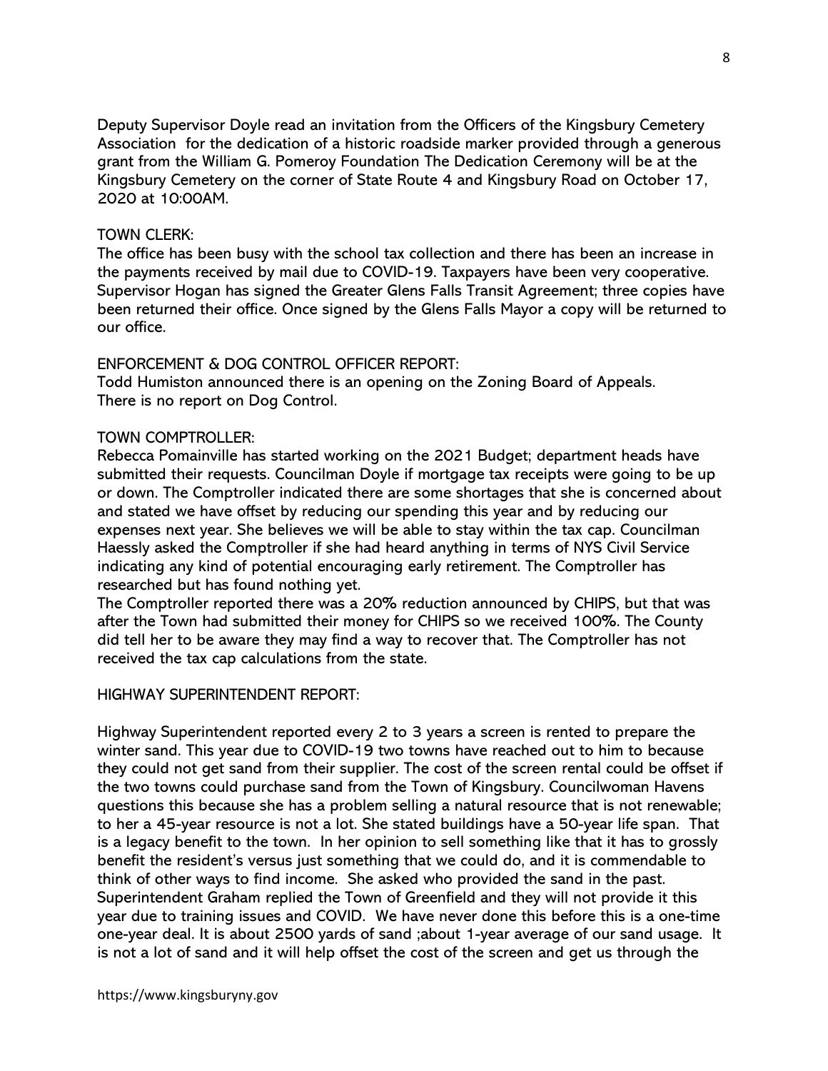Deputy Supervisor Doyle read an invitation from the Officers of the Kingsbury Cemetery Association for the dedication of a historic roadside marker provided through a generous grant from the William G. Pomeroy Foundation The Dedication Ceremony will be at the Kingsbury Cemetery on the corner of State Route 4 and Kingsbury Road on October 17, 2020 at 10:00AM.

TOWN CLERK:
The office has been busy with the school tax collection and there has been an increase in the payments received by mail due to COVID-19. Taxpayers have been very cooperative. Supervisor Hogan has signed the Greater Glens Falls Transit Agreement; three copies have been returned their office. Once signed by the Glens Falls Mayor a copy will be returned to our office.

ENFORCEMENT & DOG CONTROL OFFICER REPORT:
Todd Humiston announced there is an opening on the Zoning Board of Appeals.
There is no report on Dog Control.

TOWN COMPTROLLER:
Rebecca Pomainville has started working on the 2021 Budget; department heads have submitted their requests. Councilman Doyle if mortgage tax receipts were going to be up or down. The Comptroller indicated there are some shortages that she is concerned about and stated we have offset by reducing our spending this year and by reducing our expenses next year. She believes we will be able to stay within the tax cap. Councilman Haessly asked the Comptroller if she had heard anything in terms of NYS Civil Service indicating any kind of potential encouraging early retirement. The Comptroller has researched but has found nothing yet.
The Comptroller reported there was a 20% reduction announced by CHIPS, but that was after the Town had submitted their money for CHIPS so we received 100%. The County did tell her to be aware they may find a way to recover that. The Comptroller has not received the tax cap calculations from the state.

HIGHWAY SUPERINTENDENT REPORT:

Highway Superintendent reported every 2 to 3 years a screen is rented to prepare the winter sand. This year due to COVID-19 two towns have reached out to him to because they could not get sand from their supplier. The cost of the screen rental could be offset if the two towns could purchase sand from the Town of Kingsbury. Councilwoman Havens questions this because she has a problem selling a natural resource that is not renewable; to her a 45-year resource is not a lot. She stated buildings have a 50-year life span. That is a legacy benefit to the town. In her opinion to sell something like that it has to grossly benefit the resident's versus just something that we could do, and it is commendable to think of other ways to find income. She asked who provided the sand in the past. Superintendent Graham replied the Town of Greenfield and they will not provide it this year due to training issues and COVID. We have never done this before this is a one-time one-year deal. It is about 2500 yards of sand ;about 1-year average of our sand usage. It is not a lot of sand and it will help offset the cost of the screen and get us through the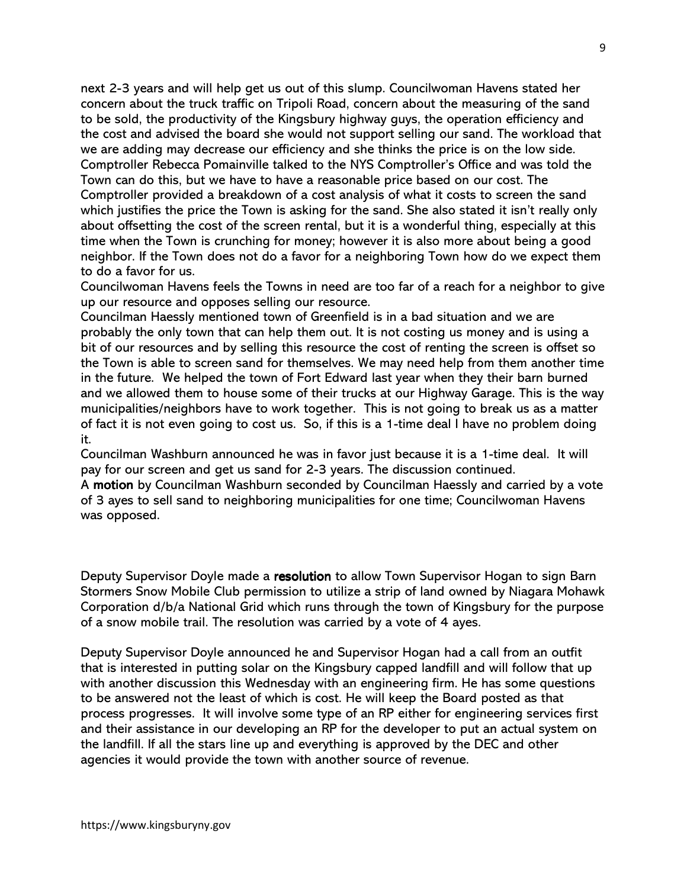next 2-3 years and will help get us out of this slump. Councilwoman Havens stated her concern about the truck traffic on Tripoli Road, concern about the measuring of the sand to be sold, the productivity of the Kingsbury highway guys, the operation efficiency and the cost and advised the board she would not support selling our sand. The workload that we are adding may decrease our efficiency and she thinks the price is on the low side. Comptroller Rebecca Pomainville talked to the NYS Comptroller's Office and was told the Town can do this, but we have to have a reasonable price based on our cost. The Comptroller provided a breakdown of a cost analysis of what it costs to screen the sand which justifies the price the Town is asking for the sand. She also stated it isn't really only about offsetting the cost of the screen rental, but it is a wonderful thing, especially at this time when the Town is crunching for money; however it is also more about being a good neighbor. If the Town does not do a favor for a neighboring Town how do we expect them to do a favor for us.

Councilwoman Havens feels the Towns in need are too far of a reach for a neighbor to give up our resource and opposes selling our resource.

Councilman Haessly mentioned town of Greenfield is in a bad situation and we are probably the only town that can help them out. It is not costing us money and is using a bit of our resources and by selling this resource the cost of renting the screen is offset so the Town is able to screen sand for themselves. We may need help from them another time in the future. We helped the town of Fort Edward last year when they their barn burned and we allowed them to house some of their trucks at our Highway Garage. This is the way municipalities/neighbors have to work together. This is not going to break us as a matter of fact it is not even going to cost us. So, if this is a 1-time deal I have no problem doing it.

Councilman Washburn announced he was in favor just because it is a 1-time deal. It will pay for our screen and get us sand for 2-3 years. The discussion continued.

A **motion** by Councilman Washburn seconded by Councilman Haessly and carried by a vote of 3 ayes to sell sand to neighboring municipalities for one time; Councilwoman Havens was opposed.

Deputy Supervisor Doyle made a **resolution** to allow Town Supervisor Hogan to sign Barn Stormers Snow Mobile Club permission to utilize a strip of land owned by Niagara Mohawk Corporation d/b/a National Grid which runs through the town of Kingsbury for the purpose of a snow mobile trail. The resolution was carried by a vote of 4 ayes.

Deputy Supervisor Doyle announced he and Supervisor Hogan had a call from an outfit that is interested in putting solar on the Kingsbury capped landfill and will follow that up with another discussion this Wednesday with an engineering firm. He has some questions to be answered not the least of which is cost. He will keep the Board posted as that process progresses. It will involve some type of an RP either for engineering services first and their assistance in our developing an RP for the developer to put an actual system on the landfill. If all the stars line up and everything is approved by the DEC and other agencies it would provide the town with another source of revenue.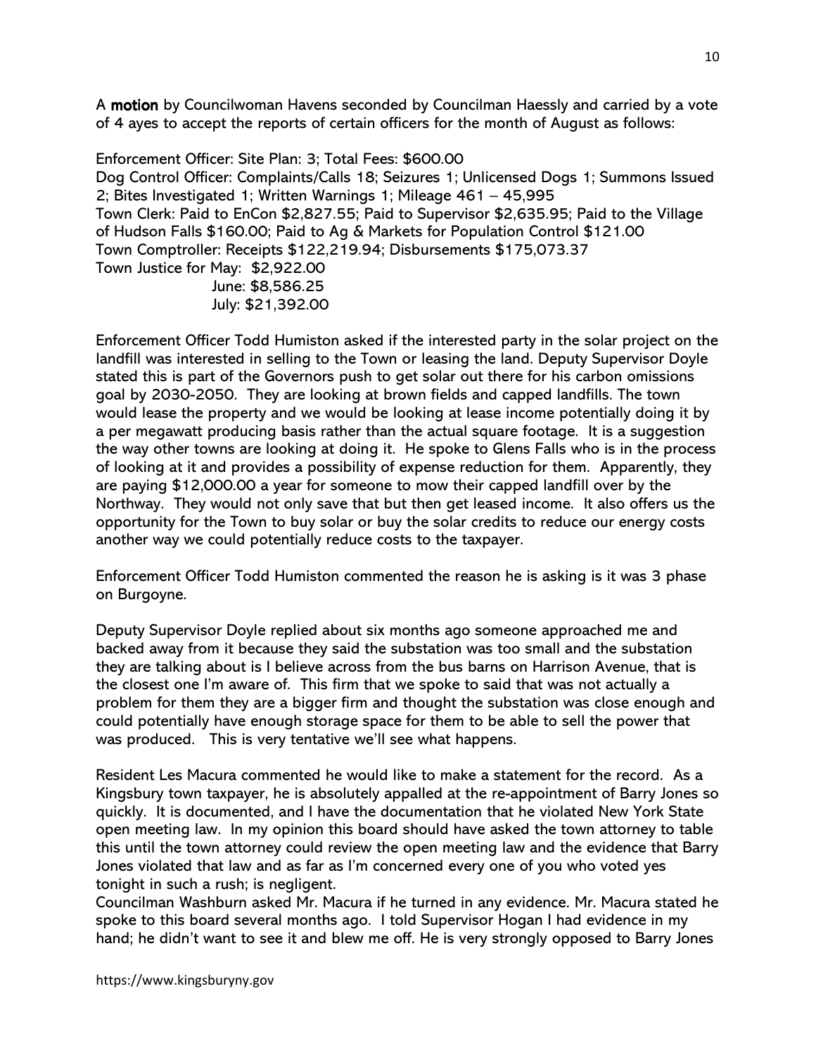A **motion** by Councilwoman Havens seconded by Councilman Haessly and carried by a vote of 4 ayes to accept the reports of certain officers for the month of August as follows:

Enforcement Officer: Site Plan: 3; Total Fees: $600.00
Dog Control Officer: Complaints/Calls 18; Seizures 1; Unlicensed Dogs 1; Summons Issued 2; Bites Investigated 1; Written Warnings 1; Mileage 461 – 45,995
Town Clerk: Paid to EnCon $2,827.55; Paid to Supervisor $2,635.95; Paid to the Village of Hudson Falls $160.00; Paid to Ag & Markets for Population Control $121.00
Town Comptroller: Receipts $122,219.94; Disbursements $175,073.37
Town Justice for May: $2,922.00
June: $8,586.25
July: $21,392.00

Enforcement Officer Todd Humiston asked if the interested party in the solar project on the landfill was interested in selling to the Town or leasing the land. Deputy Supervisor Doyle stated this is part of the Governors push to get solar out there for his carbon omissions goal by 2030-2050. They are looking at brown fields and capped landfills. The town would lease the property and we would be looking at lease income potentially doing it by a per megawatt producing basis rather than the actual square footage. It is a suggestion the way other towns are looking at doing it. He spoke to Glens Falls who is in the process of looking at it and provides a possibility of expense reduction for them. Apparently, they are paying $12,000.00 a year for someone to mow their capped landfill over by the Northway. They would not only save that but then get leased income. It also offers us the opportunity for the Town to buy solar or buy the solar credits to reduce our energy costs another way we could potentially reduce costs to the taxpayer.

Enforcement Officer Todd Humiston commented the reason he is asking is it was 3 phase on Burgoyne.

Deputy Supervisor Doyle replied about six months ago someone approached me and backed away from it because they said the substation was too small and the substation they are talking about is I believe across from the bus barns on Harrison Avenue, that is the closest one I'm aware of. This firm that we spoke to said that was not actually a problem for them they are a bigger firm and thought the substation was close enough and could potentially have enough storage space for them to be able to sell the power that was produced. This is very tentative we'll see what happens.

Resident Les Macura commented he would like to make a statement for the record. As a Kingsbury town taxpayer, he is absolutely appalled at the re-appointment of Barry Jones so quickly. It is documented, and I have the documentation that he violated New York State open meeting law. In my opinion this board should have asked the town attorney to table this until the town attorney could review the open meeting law and the evidence that Barry Jones violated that law and as far as I'm concerned every one of you who voted yes tonight in such a rush; is negligent.
Councilman Washburn asked Mr. Macura if he turned in any evidence. Mr. Macura stated he spoke to this board several months ago. I told Supervisor Hogan I had evidence in my hand; he didn't want to see it and blew me off. He is very strongly opposed to Barry Jones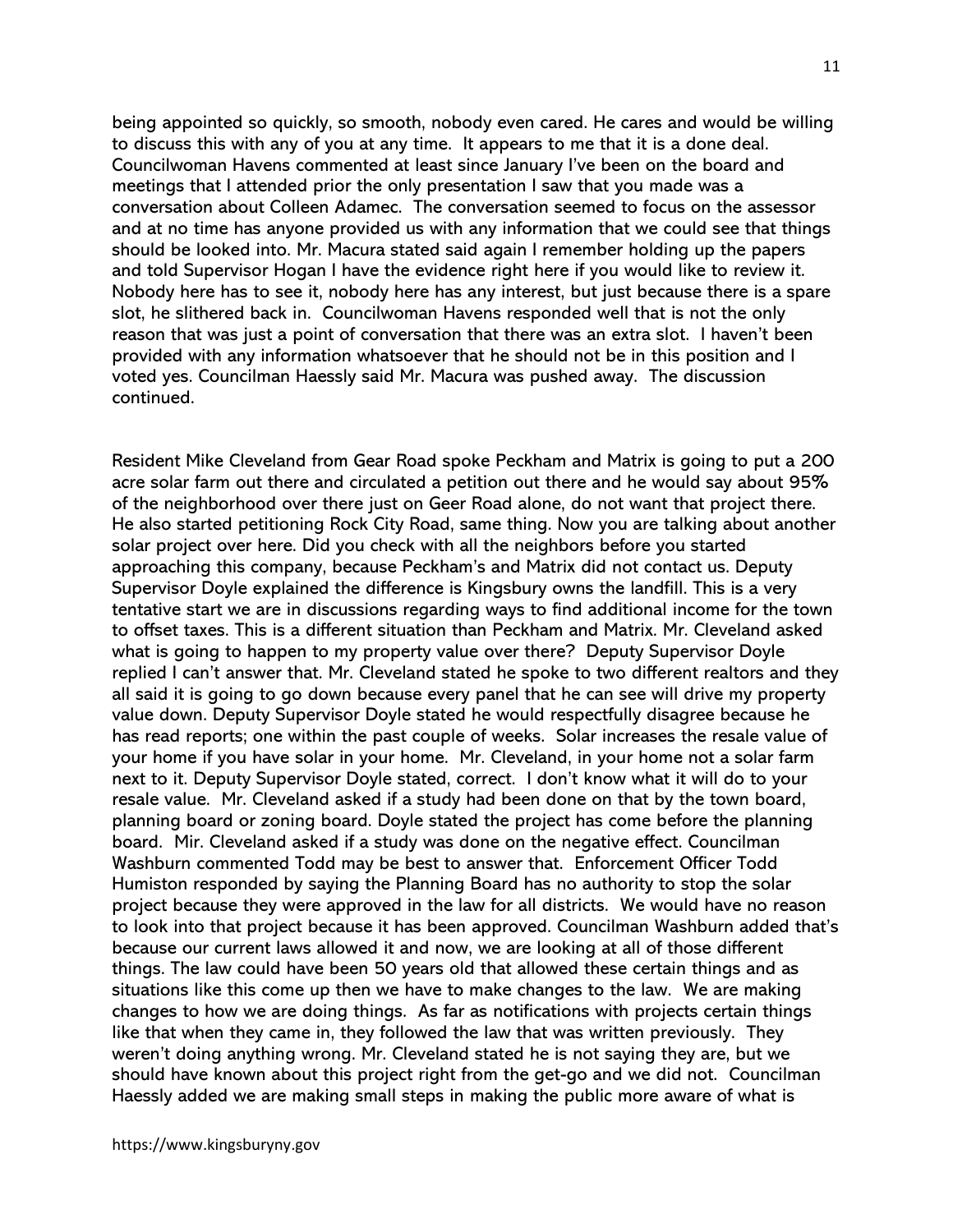being appointed so quickly, so smooth, nobody even cared. He cares and would be willing to discuss this with any of you at any time. It appears to me that it is a done deal. Councilwoman Havens commented at least since January I've been on the board and meetings that I attended prior the only presentation I saw that you made was a conversation about Colleen Adamec. The conversation seemed to focus on the assessor and at no time has anyone provided us with any information that we could see that things should be looked into. Mr. Macura stated said again I remember holding up the papers and told Supervisor Hogan I have the evidence right here if you would like to review it. Nobody here has to see it, nobody here has any interest, but just because there is a spare slot, he slithered back in. Councilwoman Havens responded well that is not the only reason that was just a point of conversation that there was an extra slot. I haven't been provided with any information whatsoever that he should not be in this position and I voted yes. Councilman Haessly said Mr. Macura was pushed away. The discussion continued.

Resident Mike Cleveland from Gear Road spoke Peckham and Matrix is going to put a 200 acre solar farm out there and circulated a petition out there and he would say about 95% of the neighborhood over there just on Geer Road alone, do not want that project there. He also started petitioning Rock City Road, same thing. Now you are talking about another solar project over here. Did you check with all the neighbors before you started approaching this company, because Peckham's and Matrix did not contact us. Deputy Supervisor Doyle explained the difference is Kingsbury owns the landfill. This is a very tentative start we are in discussions regarding ways to find additional income for the town to offset taxes. This is a different situation than Peckham and Matrix. Mr. Cleveland asked what is going to happen to my property value over there? Deputy Supervisor Doyle replied I can't answer that. Mr. Cleveland stated he spoke to two different realtors and they all said it is going to go down because every panel that he can see will drive my property value down. Deputy Supervisor Doyle stated he would respectfully disagree because he has read reports; one within the past couple of weeks. Solar increases the resale value of your home if you have solar in your home. Mr. Cleveland, in your home not a solar farm next to it. Deputy Supervisor Doyle stated, correct. I don't know what it will do to your resale value. Mr. Cleveland asked if a study had been done on that by the town board, planning board or zoning board. Doyle stated the project has come before the planning board. Mir. Cleveland asked if a study was done on the negative effect. Councilman Washburn commented Todd may be best to answer that. Enforcement Officer Todd Humiston responded by saying the Planning Board has no authority to stop the solar project because they were approved in the law for all districts. We would have no reason to look into that project because it has been approved. Councilman Washburn added that's because our current laws allowed it and now, we are looking at all of those different things. The law could have been 50 years old that allowed these certain things and as situations like this come up then we have to make changes to the law. We are making changes to how we are doing things. As far as notifications with projects certain things like that when they came in, they followed the law that was written previously. They weren't doing anything wrong. Mr. Cleveland stated he is not saying they are, but we should have known about this project right from the get-go and we did not. Councilman Haessly added we are making small steps in making the public more aware of what is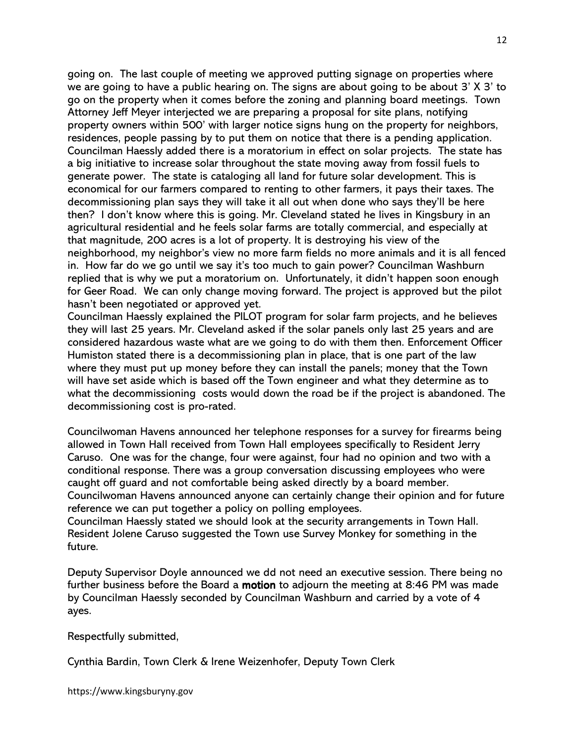going on. The last couple of meeting we approved putting signage on properties where we are going to have a public hearing on. The signs are about going to be about 3' X 3' to go on the property when it comes before the zoning and planning board meetings. Town Attorney Jeff Meyer interjected we are preparing a proposal for site plans, notifying property owners within 500' with larger notice signs hung on the property for neighbors, residences, people passing by to put them on notice that there is a pending application. Councilman Haessly added there is a moratorium in effect on solar projects. The state has a big initiative to increase solar throughout the state moving away from fossil fuels to generate power. The state is cataloging all land for future solar development. This is economical for our farmers compared to renting to other farmers, it pays their taxes. The decommissioning plan says they will take it all out when done who says they'll be here then? I don't know where this is going. Mr. Cleveland stated he lives in Kingsbury in an agricultural residential and he feels solar farms are totally commercial, and especially at that magnitude, 200 acres is a lot of property. It is destroying his view of the neighborhood, my neighbor's view no more farm fields no more animals and it is all fenced in. How far do we go until we say it's too much to gain power? Councilman Washburn replied that is why we put a moratorium on. Unfortunately, it didn't happen soon enough for Geer Road. We can only change moving forward. The project is approved but the pilot hasn't been negotiated or approved yet.
Councilman Haessly explained the PILOT program for solar farm projects, and he believes they will last 25 years. Mr. Cleveland asked if the solar panels only last 25 years and are considered hazardous waste what are we going to do with them then. Enforcement Officer Humiston stated there is a decommissioning plan in place, that is one part of the law where they must put up money before they can install the panels; money that the Town will have set aside which is based off the Town engineer and what they determine as to what the decommissioning costs would down the road be if the project is abandoned. The decommissioning cost is pro-rated.

Councilwoman Havens announced her telephone responses for a survey for firearms being allowed in Town Hall received from Town Hall employees specifically to Resident Jerry Caruso. One was for the change, four were against, four had no opinion and two with a conditional response. There was a group conversation discussing employees who were caught off guard and not comfortable being asked directly by a board member. Councilwoman Havens announced anyone can certainly change their opinion and for future reference we can put together a policy on polling employees.
Councilman Haessly stated we should look at the security arrangements in Town Hall. Resident Jolene Caruso suggested the Town use Survey Monkey for something in the future.

Deputy Supervisor Doyle announced we dd not need an executive session. There being no further business before the Board a **motion** to adjourn the meeting at 8:46 PM was made by Councilman Haessly seconded by Councilman Washburn and carried by a vote of 4 ayes.

Respectfully submitted,

Cynthia Bardin, Town Clerk & Irene Weizenhofer, Deputy Town Clerk

https://www.kingsburyny.gov